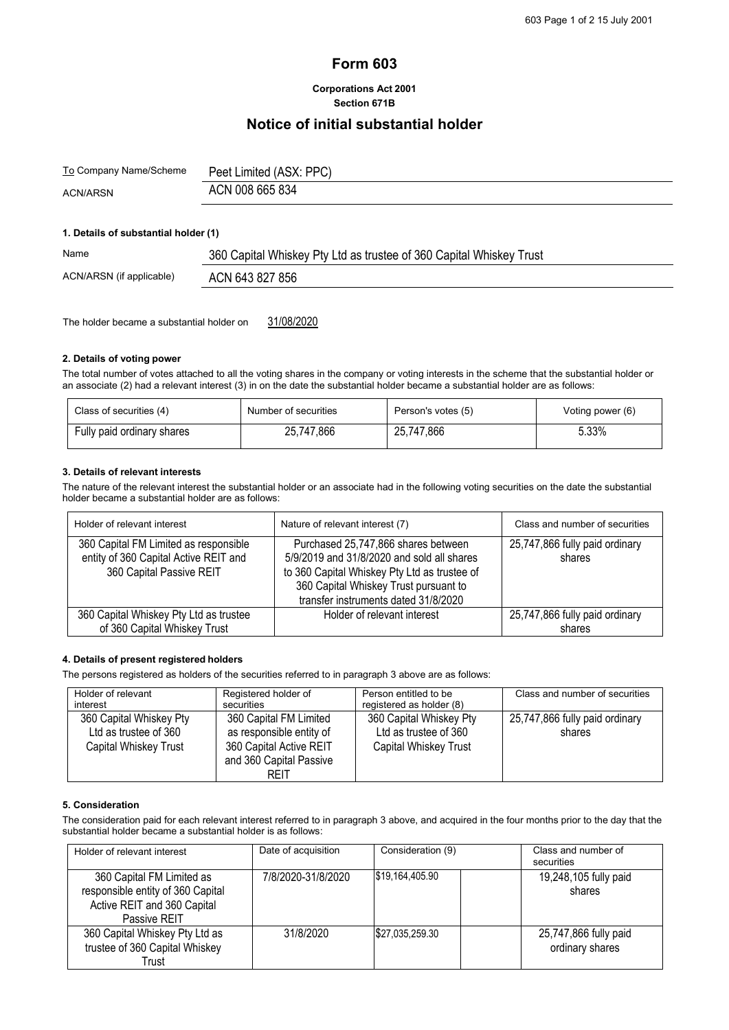# Form 603

**Corporations Act 2001**
**Section 671B**

## Notice of initial substantial holder

| | |
|---|---|
| To Company Name/Scheme | Peet Limited (ASX: PPC) |
| ACN/ARSN | ACN 008 665 834 |

### 1. Details of substantial holder (1)

| | |
|---|---|
| Name | 360 Capital Whiskey Pty Ltd as trustee of 360 Capital Whiskey Trust |
| ACN/ARSN (if applicable) | ACN 643 827 856 |

The holder became a substantial holder on 31/08/2020

### 2. Details of voting power

The total number of votes attached to all the voting shares in the company or voting interests in the scheme that the substantial holder or an associate (2) had a relevant interest (3) in on the date the substantial holder became a substantial holder are as follows:

| Class of securities (4) | Number of securities | Person's votes (5) | Voting power (6) |
|---|---|---|---|
| Fully paid ordinary shares | 25,747,866 | 25,747,866 | 5.33% |

### 3. Details of relevant interests

The nature of the relevant interest the substantial holder or an associate had in the following voting securities on the date the substantial holder became a substantial holder are as follows:

| Holder of relevant interest | Nature of relevant interest (7) | Class and number of securities |
|---|---|---|
| 360 Capital FM Limited as responsible entity of 360 Capital Active REIT and 360 Capital Passive REIT | Purchased 25,747,866 shares between 5/9/2019 and 31/8/2020 and sold all shares to 360 Capital Whiskey Pty Ltd as trustee of 360 Capital Whiskey Trust pursuant to transfer instruments dated 31/8/2020 | 25,747,866 fully paid ordinary shares |
| 360 Capital Whiskey Pty Ltd as trustee of 360 Capital Whiskey Trust | Holder of relevant interest | 25,747,866 fully paid ordinary shares |

### 4. Details of present registered holders

The persons registered as holders of the securities referred to in paragraph 3 above are as follows:

| Holder of relevant interest | Registered holder of securities | Person entitled to be registered as holder (8) | Class and number of securities |
|---|---|---|---|
| 360 Capital Whiskey Pty Ltd as trustee of 360 Capital Whiskey Trust | 360 Capital FM Limited as responsible entity of 360 Capital Active REIT and 360 Capital Passive REIT | 360 Capital Whiskey Pty Ltd as trustee of 360 Capital Whiskey Trust | 25,747,866 fully paid ordinary shares |

### 5. Consideration

The consideration paid for each relevant interest referred to in paragraph 3 above, and acquired in the four months prior to the day that the substantial holder became a substantial holder is as follows:

| Holder of relevant interest | Date of acquisition | Consideration (9) | | Class and number of securities |
|---|---|---|---|---|
| 360 Capital FM Limited as responsible entity of 360 Capital Active REIT and 360 Capital Passive REIT | 7/8/2020-31/8/2020 | $19,164,405.90 | | 19,248,105 fully paid shares |
| 360 Capital Whiskey Pty Ltd as trustee of 360 Capital Whiskey Trust | 31/8/2020 | $27,035,259.30 | | 25,747,866 fully paid ordinary shares |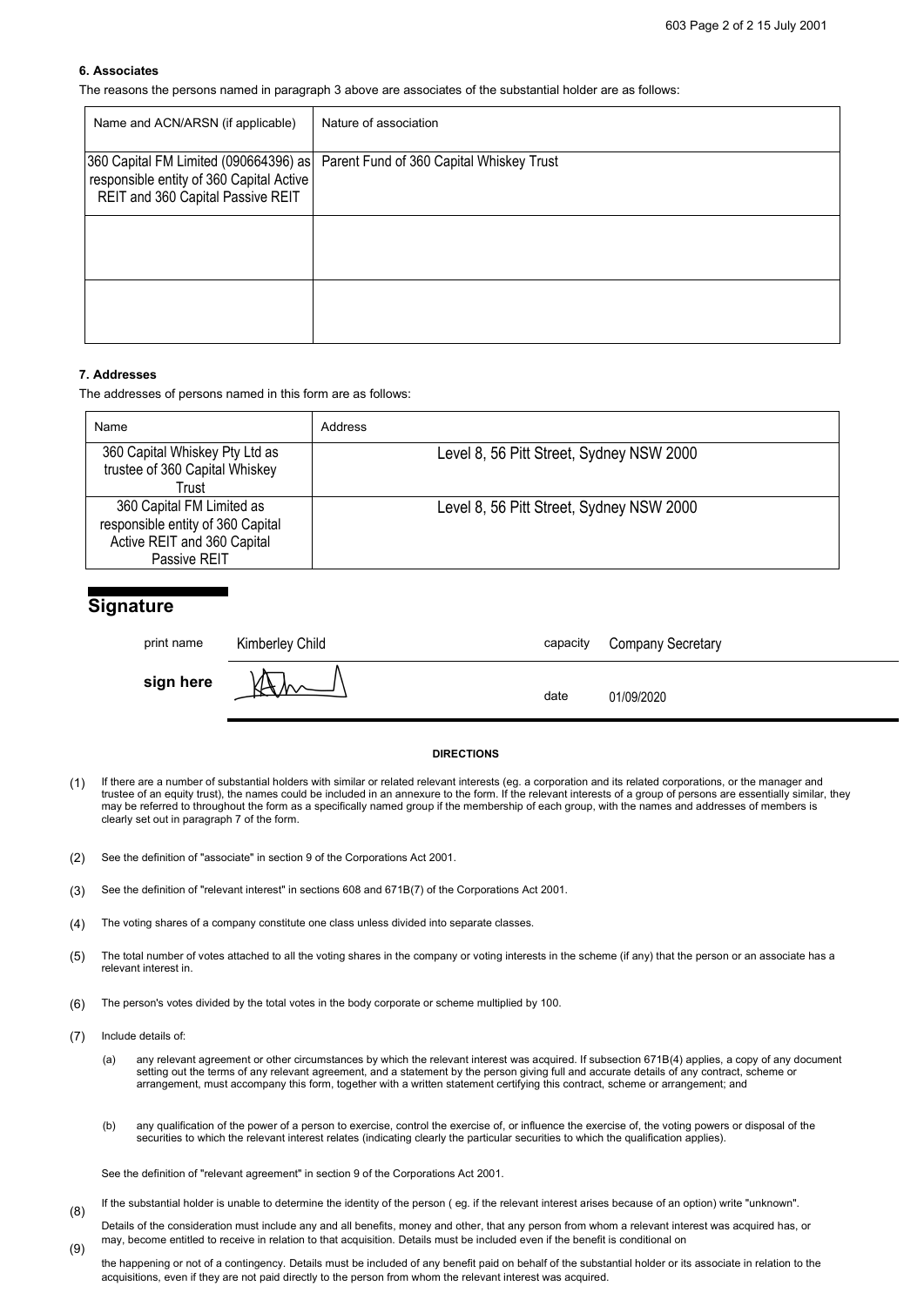### 6. Associates

The reasons the persons named in paragraph 3 above are associates of the substantial holder are as follows:

| Name and ACN/ARSN (if applicable) | Nature of association |
|---|---|
| 360 Capital FM Limited (090664396) as responsible entity of 360 Capital Active REIT and 360 Capital Passive REIT | Parent Fund of 360 Capital Whiskey Trust |
| | |
| | |

### 7. Addresses

The addresses of persons named in this form are as follows:

| Name | Address |
|---|---|
| 360 Capital Whiskey Pty Ltd as trustee of 360 Capital Whiskey Trust | Level 8, 56 Pitt Street, Sydney NSW 2000 |
| 360 Capital FM Limited as responsible entity of 360 Capital Active REIT and 360 Capital Passive REIT | Level 8, 56 Pitt Street, Sydney NSW 2000 |

## Signature

print name Kimberley Child    capacity Company Secretary

**sign here** [signature]    date 01/09/2020

**DIRECTIONS**

(1) If there are a number of substantial holders with similar or related relevant interests (eg. a corporation and its related corporations, or the manager and trustee of an equity trust), the names could be included in an annexure to the form. If the relevant interests of a group of persons are essentially similar, they may be referred to throughout the form as a specifically named group if the membership of each group, with the names and addresses of members is clearly set out in paragraph 7 of the form.

(2) See the definition of "associate" in section 9 of the Corporations Act 2001.

(3) See the definition of "relevant interest" in sections 608 and 671B(7) of the Corporations Act 2001.

(4) The voting shares of a company constitute one class unless divided into separate classes.

(5) The total number of votes attached to all the voting shares in the company or voting interests in the scheme (if any) that the person or an associate has a relevant interest in.

(6) The person's votes divided by the total votes in the body corporate or scheme multiplied by 100.

(7) Include details of:

(a) any relevant agreement or other circumstances by which the relevant interest was acquired. If subsection 671B(4) applies, a copy of any document setting out the terms of any relevant agreement, and a statement by the person giving full and accurate details of any contract, scheme or arrangement, must accompany this form, together with a written statement certifying this contract, scheme or arrangement; and

(b) any qualification of the power of a person to exercise, control the exercise of, or influence the exercise of, the voting powers or disposal of the securities to which the relevant interest relates (indicating clearly the particular securities to which the qualification applies).

See the definition of "relevant agreement" in section 9 of the Corporations Act 2001.

(8) If the substantial holder is unable to determine the identity of the person ( eg. if the relevant interest arises because of an option) write "unknown".

(9) Details of the consideration must include any and all benefits, money and other, that any person from whom a relevant interest was acquired has, or may, become entitled to receive in relation to that acquisition. Details must be included even if the benefit is conditional on the happening or not of a contingency. Details must be included of any benefit paid on behalf of the substantial holder or its associate in relation to the acquisitions, even if they are not paid directly to the person from whom the relevant interest was acquired.